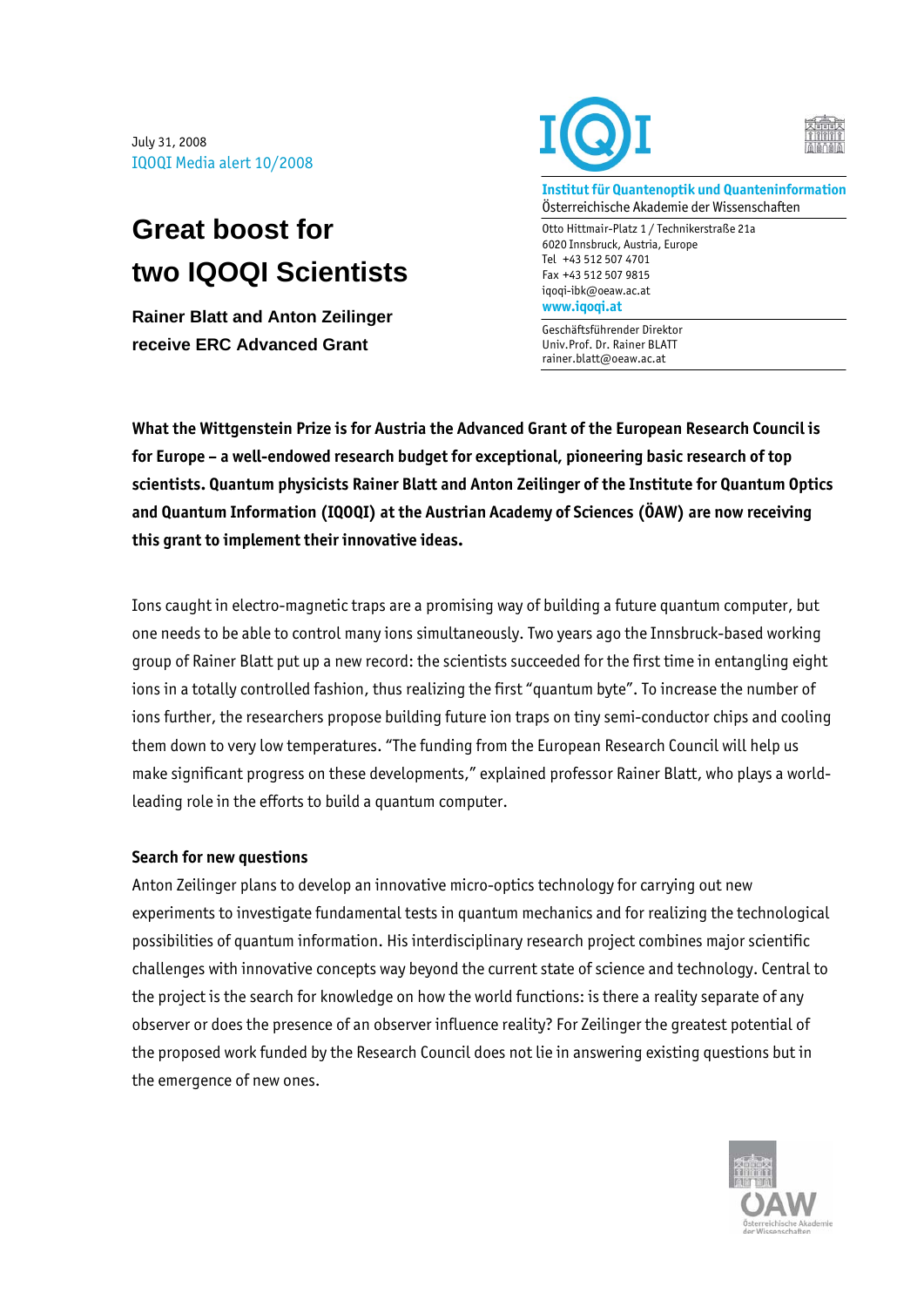July 31, 2008
IQOQI Media alert 10/2008

# Great boost for two IQOQI Scientists

**Rainer Blatt and Anton Zeilinger receive ERC Advanced Grant**

**Institut für Quantenoptik und Quanteninformation**
Österreichische Akademie der Wissenschaften

Otto Hittmair-Platz 1 / Technikerstraße 21a
6020 Innsbruck, Austria, Europe
Tel +43 512 507 4701
Fax +43 512 507 9815
iqoqi-ibk@oeaw.ac.at
**www.iqoqi.at**

Geschäftsführender Direktor
Univ.Prof. Dr. Rainer BLATT
rainer.blatt@oeaw.ac.at

**What the Wittgenstein Prize is for Austria the Advanced Grant of the European Research Council is for Europe – a well-endowed research budget for exceptional, pioneering basic research of top scientists. Quantum physicists Rainer Blatt and Anton Zeilinger of the Institute for Quantum Optics and Quantum Information (IQOQI) at the Austrian Academy of Sciences (ÖAW) are now receiving this grant to implement their innovative ideas.**

Ions caught in electro-magnetic traps are a promising way of building a future quantum computer, but one needs to be able to control many ions simultaneously. Two years ago the Innsbruck-based working group of Rainer Blatt put up a new record: the scientists succeeded for the first time in entangling eight ions in a totally controlled fashion, thus realizing the first "quantum byte". To increase the number of ions further, the researchers propose building future ion traps on tiny semi-conductor chips and cooling them down to very low temperatures. "The funding from the European Research Council will help us make significant progress on these developments," explained professor Rainer Blatt, who plays a world-leading role in the efforts to build a quantum computer.

### Search for new questions

Anton Zeilinger plans to develop an innovative micro-optics technology for carrying out new experiments to investigate fundamental tests in quantum mechanics and for realizing the technological possibilities of quantum information. His interdisciplinary research project combines major scientific challenges with innovative concepts way beyond the current state of science and technology. Central to the project is the search for knowledge on how the world functions: is there a reality separate of any observer or does the presence of an observer influence reality? For Zeilinger the greatest potential of the proposed work funded by the Research Council does not lie in answering existing questions but in the emergence of new ones.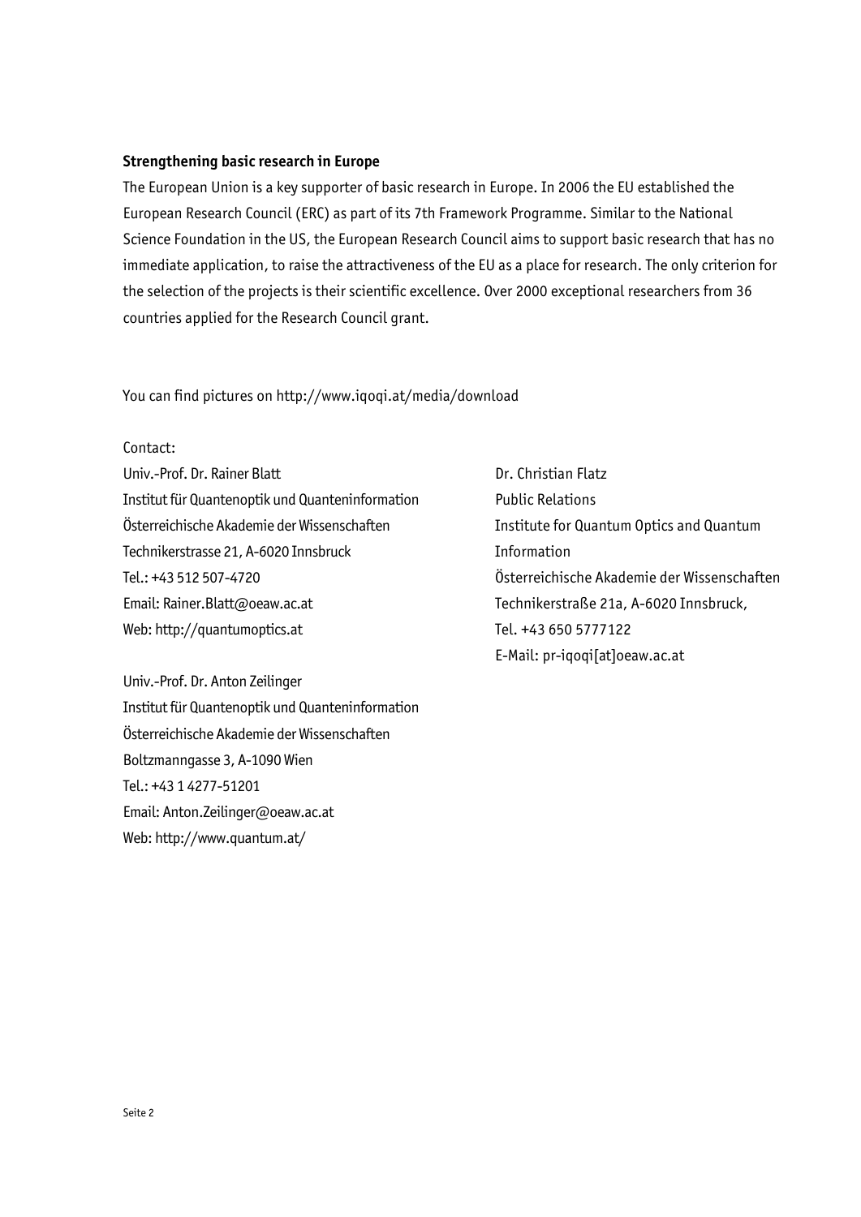**Strengthening basic research in Europe**

The European Union is a key supporter of basic research in Europe. In 2006 the EU established the European Research Council (ERC) as part of its 7th Framework Programme. Similar to the National Science Foundation in the US, the European Research Council aims to support basic research that has no immediate application, to raise the attractiveness of the EU as a place for research. The only criterion for the selection of the projects is their scientific excellence. Over 2000 exceptional researchers from 36 countries applied for the Research Council grant.

You can find pictures on http://www.iqoqi.at/media/download

Contact:

Univ.-Prof. Dr. Rainer Blatt  
Institut für Quantenoptik und Quanteninformation  
Österreichische Akademie der Wissenschaften  
Technikerstrasse 21, A-6020 Innsbruck  
Tel.: +43 512 507-4720  
Email: Rainer.Blatt@oeaw.ac.at  
Web: http://quantumoptics.at

Univ.-Prof. Dr. Anton Zeilinger  
Institut für Quantenoptik und Quanteninformation  
Österreichische Akademie der Wissenschaften  
Boltzmanngasse 3, A-1090 Wien  
Tel.: +43 1 4277-51201  
Email: Anton.Zeilinger@oeaw.ac.at  
Web: http://www.quantum.at/

Dr. Christian Flatz  
Public Relations  
Institute for Quantum Optics and Quantum Information  
Österreichische Akademie der Wissenschaften  
Technikerstraße 21a, A-6020 Innsbruck,  
Tel. +43 650 5777122  
E-Mail: pr-iqoqi[at]oeaw.ac.at